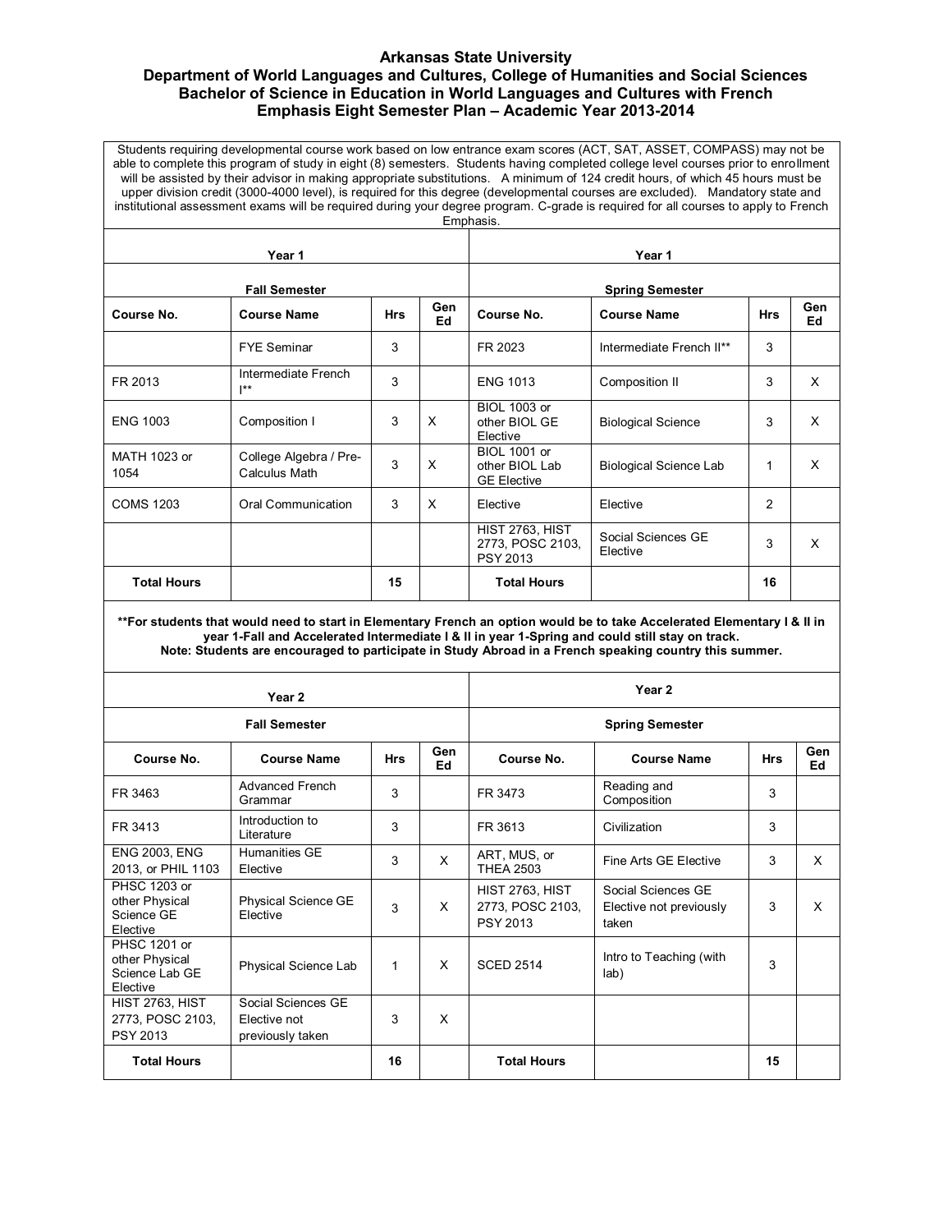# Arkansas State University
## Department of World Languages and Cultures, College of Humanities and Social Sciences
## Bachelor of Science in Education in World Languages and Cultures with French Emphasis Eight Semester Plan – Academic Year 2013-2014

Students requiring developmental course work based on low entrance exam scores (ACT, SAT, ASSET, COMPASS) may not be able to complete this program of study in eight (8) semesters. Students having completed college level courses prior to enrollment will be assisted by their advisor in making appropriate substitutions. A minimum of 124 credit hours, of which 45 hours must be upper division credit (3000-4000 level), is required for this degree (developmental courses are excluded). Mandatory state and institutional assessment exams will be required during your degree program. C-grade is required for all courses to apply to French Emphasis.

| Year 1 | | | | Year 1 | | | |
|---|---|---|---|---|---|---|---|
| **Fall Semester** | | | | **Spring Semester** | | | |
| **Course No.** | **Course Name** | **Hrs** | **Gen Ed** | **Course No.** | **Course Name** | **Hrs** | **Gen Ed** |
| | FYE Seminar | 3 | | FR 2023 | Intermediate French II** | 3 | |
| FR 2013 | Intermediate French I** | 3 | | ENG 1013 | Composition II | 3 | X |
| ENG 1003 | Composition I | 3 | X | BIOL 1003 or other BIOL GE Elective | Biological Science | 3 | X |
| MATH 1023 or 1054 | College Algebra / Pre-Calculus Math | 3 | X | BIOL 1001 or other BIOL Lab GE Elective | Biological Science Lab | 1 | X |
| COMS 1203 | Oral Communication | 3 | X | Elective | Elective | 2 | |
| | | | | HIST 2763, HIST 2773, POSC 2103, PSY 2013 | Social Sciences GE Elective | 3 | X |
| **Total Hours** | | **15** | | **Total Hours** | | **16** | |

**For students that would need to start in Elementary French an option would be to take Accelerated Elementary I & II in year 1-Fall and Accelerated Intermediate I & II in year 1-Spring and could still stay on track.**
**Note: Students are encouraged to participate in Study Abroad in a French speaking country this summer.**

| Year 2 | | | | Year 2 | | | |
|---|---|---|---|---|---|---|---|
| **Fall Semester** | | | | **Spring Semester** | | | |
| **Course No.** | **Course Name** | **Hrs** | **Gen Ed** | **Course No.** | **Course Name** | **Hrs** | **Gen Ed** |
| FR 3463 | Advanced French Grammar | 3 | | FR 3473 | Reading and Composition | 3 | |
| FR 3413 | Introduction to Literature | 3 | | FR 3613 | Civilization | 3 | |
| ENG 2003, ENG 2013, or PHIL 1103 | Humanities GE Elective | 3 | X | ART, MUS, or THEA 2503 | Fine Arts GE Elective | 3 | X |
| PHSC 1203 or other Physical Science GE Elective | Physical Science GE Elective | 3 | X | HIST 2763, HIST 2773, POSC 2103, PSY 2013 | Social Sciences GE Elective not previously taken | 3 | X |
| PHSC 1201 or other Physical Science Lab GE Elective | Physical Science Lab | 1 | X | SCED 2514 | Intro to Teaching (with lab) | 3 | |
| HIST 2763, HIST 2773, POSC 2103, PSY 2013 | Social Sciences GE Elective not previously taken | 3 | X | | | | |
| **Total Hours** | | **16** | | **Total Hours** | | **15** | |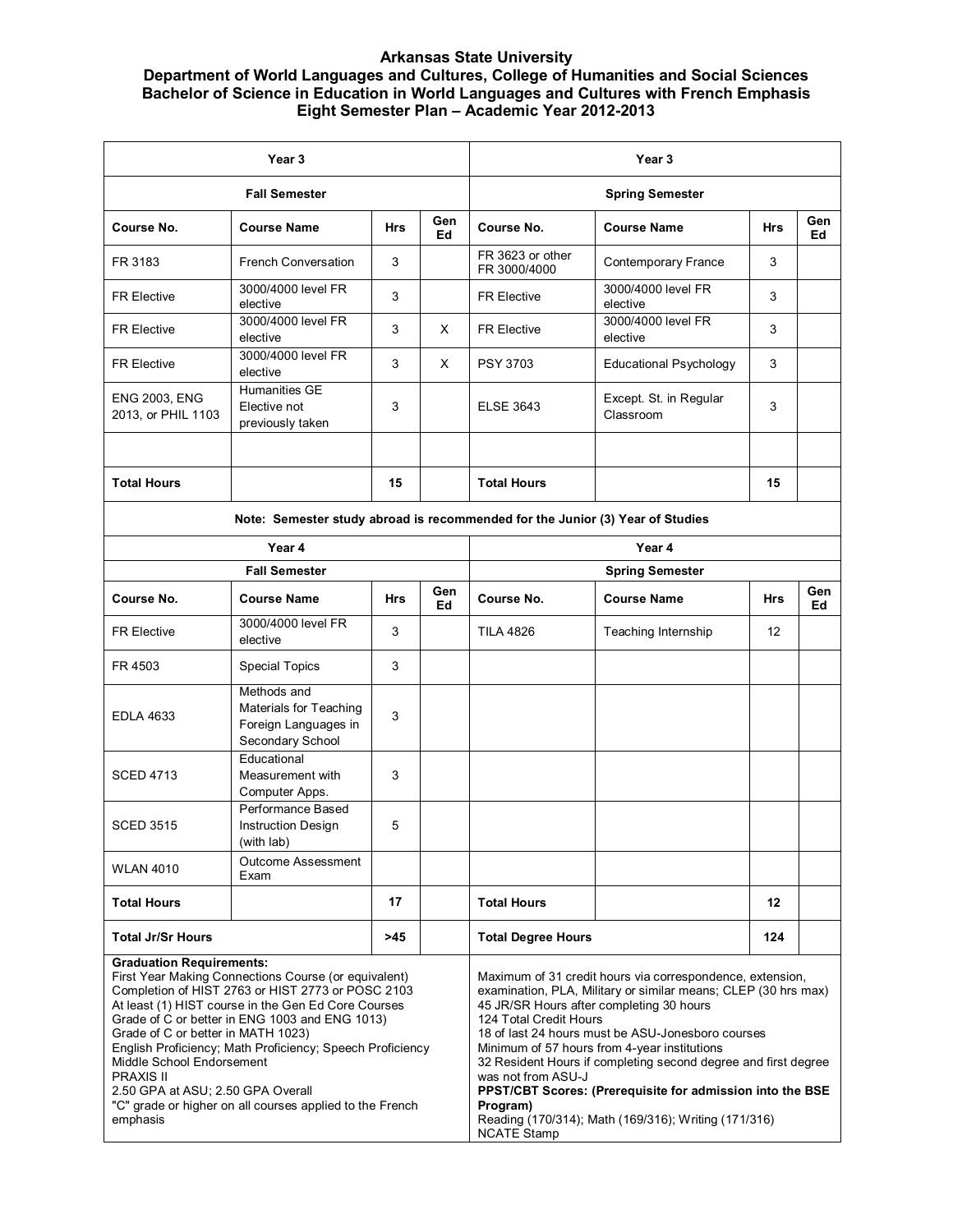# Arkansas State University

## Department of World Languages and Cultures, College of Humanities and Social Sciences

## Bachelor of Science in Education in World Languages and Cultures with French Emphasis

## Eight Semester Plan – Academic Year 2012-2013

| Year 3 | | | | Year 3 | | | |
|---|---|---|---|---|---|---|---|
| **Fall Semester** | | | | **Spring Semester** | | | |
| **Course No.** | **Course Name** | **Hrs** | **Gen Ed** | **Course No.** | **Course Name** | **Hrs** | **Gen Ed** |
| FR 3183 | French Conversation | 3 | | FR 3623 or other FR 3000/4000 | Contemporary France | 3 | |
| FR Elective | 3000/4000 level FR elective | 3 | | FR Elective | 3000/4000 level FR elective | 3 | |
| FR Elective | 3000/4000 level FR elective | 3 | X | FR Elective | 3000/4000 level FR elective | 3 | |
| FR Elective | 3000/4000 level FR elective | 3 | X | PSY 3703 | Educational Psychology | 3 | |
| ENG 2003, ENG 2013, or PHIL 1103 | Humanities GE Elective not previously taken | 3 | | ELSE 3643 | Except. St. in Regular Classroom | 3 | |
| | | | | | | | |
| **Total Hours** | | **15** | | **Total Hours** | | **15** | |

**Note: Semester study abroad is recommended for the Junior (3) Year of Studies**

| Year 4 | | | | Year 4 | | | |
|---|---|---|---|---|---|---|---|
| **Fall Semester** | | | | **Spring Semester** | | | |
| **Course No.** | **Course Name** | **Hrs** | **Gen Ed** | **Course No.** | **Course Name** | **Hrs** | **Gen Ed** |
| FR Elective | 3000/4000 level FR elective | 3 | | TILA 4826 | Teaching Internship | 12 | |
| FR 4503 | Special Topics | 3 | | | | | |
| EDLA 4633 | Methods and Materials for Teaching Foreign Languages in Secondary School | 3 | | | | | |
| SCED 4713 | Educational Measurement with Computer Apps. | 3 | | | | | |
| SCED 3515 | Performance Based Instruction Design (with lab) | 5 | | | | | |
| WLAN 4010 | Outcome Assessment Exam | | | | | | |
| **Total Hours** | | **17** | | **Total Hours** | | **12** | |
| **Total Jr/Sr Hours** | | **>45** | | **Total Degree Hours** | | **124** | |

**Graduation Requirements:**
First Year Making Connections Course (or equivalent)
Completion of HIST 2763 or HIST 2773 or POSC 2103
At least (1) HIST course in the Gen Ed Core Courses
Grade of C or better in ENG 1003 and ENG 1013)
Grade of C or better in MATH 1023)
English Proficiency; Math Proficiency; Speech Proficiency
Middle School Endorsement
PRAXIS II
2.50 GPA at ASU; 2.50 GPA Overall
"C" grade or higher on all courses applied to the French emphasis

Maximum of 31 credit hours via correspondence, extension, examination, PLA, Military or similar means; CLEP (30 hrs max)
45 JR/SR Hours after completing 30 hours
124 Total Credit Hours
18 of last 24 hours must be ASU-Jonesboro courses
Minimum of 57 hours from 4-year institutions
32 Resident Hours if completing second degree and first degree was not from ASU-J
**PPST/CBT Scores: (Prerequisite for admission into the BSE Program)**
Reading (170/314); Math (169/316); Writing (171/316)
NCATE Stamp